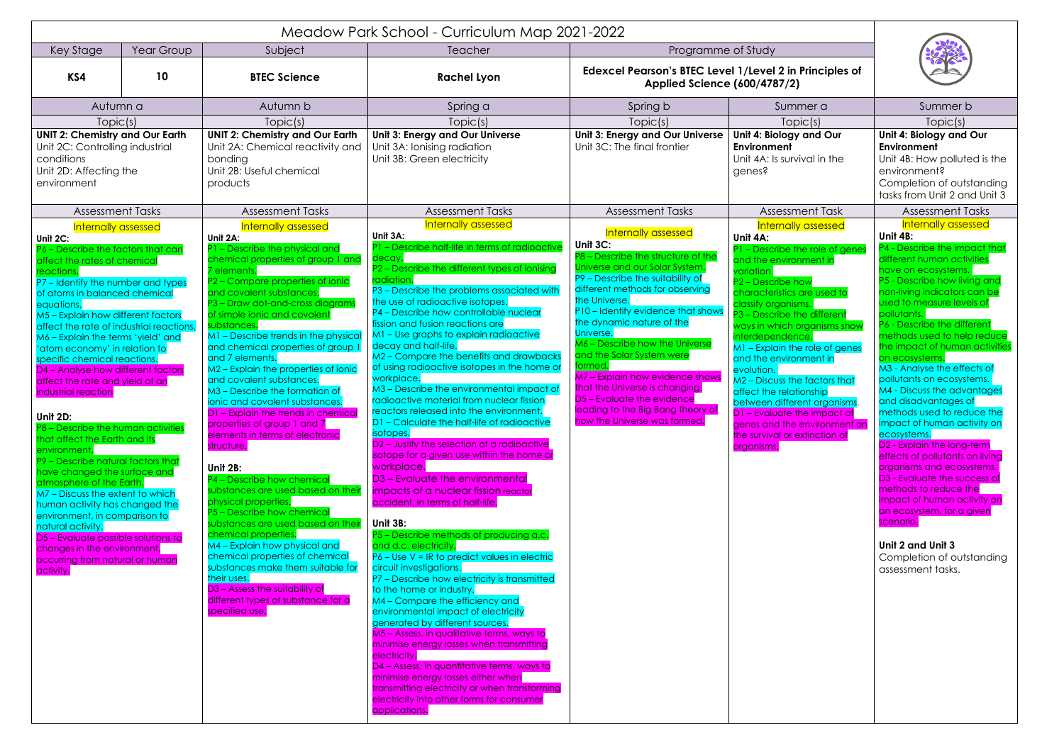# Meadow Park School - Curriculum Map 2021-2022

| Key Stage | Year Group | Subject | Teacher | Programme of Study |
|---|---|---|---|---|
| **KS4** | **10** | **BTEC Science** | **Rachel Lyon** | **Edexcel Pearson's BTEC Level 1/Level 2 in Principles of Applied Science (600/4787/2)** |

| Autumn a | Autumn b | Spring a | Spring b | Summer a | Summer b |
|---|---|---|---|---|---|
| Topic(s) | Topic(s) | Topic(s) | Topic(s) | Topic(s) | Topic(s) |
| **UNIT 2: Chemistry and Our Earth**<br>Unit 2C: Controlling industrial conditions<br>Unit 2D: Affecting the environment | **UNIT 2: Chemistry and Our Earth**<br>Unit 2A: Chemical reactivity and bonding<br>Unit 2B: Useful chemical products | **Unit 3: Energy and Our Universe**<br>Unit 3A: Ionising radiation<br>Unit 3B: Green electricity | **Unit 3: Energy and Our Universe**<br>Unit 3C: The final frontier | **Unit 4: Biology and Our Environment**<br>Unit 4A: Is survival in the genes? | **Unit 4: Biology and Our Environment**<br>Unit 4B: How polluted is the environment?<br>Completion of outstanding tasks from Unit 2 and Unit 3 |
| Assessment Tasks | Assessment Tasks | Assessment Tasks | Assessment Tasks | Assessment Task | Assessment Tasks |
| Internally assessed<br>**Unit 2C:**<br>P6 – Describe the factors that can affect the rates of chemical reactions.<br>P7 – Identify the number and types of atoms in balanced chemical equations.<br>M5 – Explain how different factors affect the rate of industrial reactions.<br>M6 – Explain the terms 'yield' and 'atom economy' in relation to specific chemical reactions.<br>D4 – Analyse how different factors affect the rate and yield of an industrial reaction<br><br>**Unit 2D:**<br>P8 – Describe the human activities that affect the Earth and its environment.<br>P9 – Describe natural factors that have changed the surface and atmosphere of the Earth.<br>M7 – Discuss the extent to which human activity has changed the environment, in comparison to natural activity.<br>D5 – Evaluate possible solutions to changes in the environment, occurring from natural or human activity. | Internally assessed<br>**Unit 2A:**<br>P1 – Describe the physical and chemical properties of group 1 and 7 elements.<br>P2 – Compare properties of ionic and covalent substances.<br>P3 – Draw dot-and-cross diagrams of simple ionic and covalent substances.<br>M1 – Describe trends in the physical and chemical properties of group 1 and 7 elements.<br>M2 – Explain the properties of ionic and covalent substances.<br>M3 – Describe the formation of ionic and covalent substances.<br>D1 – Explain the trends in chemical properties of group 1 and 7 elements in terms of electronic structure.<br><br>**Unit 2B:**<br>P4 – Describe how chemical substances are used based on their physical properties.<br>P5 – Describe how chemical substances are used based on their chemical properties.<br>M4 – Explain how physical and chemical properties of chemical substances make them suitable for their uses.<br>D3 – Assess the suitability of different types of substance for a specified use. | Internally assessed<br>**Unit 3A:**<br>P1 – Describe half-life in terms of radioactive decay.<br>P2 – Describe the different types of ionising radiation.<br>P3 – Describe the problems associated with the use of radioactive isotopes.<br>P4 – Describe how controllable nuclear fission and fusion reactions are<br>M1 – Use graphs to explain radioactive decay and half-life.<br>M2 – Compare the benefits and drawbacks of using radioactive isotopes in the home or workplace.<br>M3 – Describe the environmental impact of radioactive material from nuclear fission reactors released into the environment.<br>D1 – Calculate the half-life of radioactive isotopes.<br>D2 – Justify the selection of a radioactive isotope for a given use within the home or workplace.<br>D3 – Evaluate the environmental impacts of a nuclear fission reactor accident, in terms of half-life.<br><br>**Unit 3B:**<br>P5 – Describe methods of producing a.c. and d.c. electricity.<br>P6 – Use $V = IR$ to predict values in electric circuit investigations.<br>P7 – Describe how electricity is transmitted to the home or industry.<br>M4 – Compare the efficiency and environmental impact of electricity generated by different sources.<br>M5 – Assess, in qualitative terms, ways to minimise energy losses when transmitting electricity.<br>D4 – Assess, in quantitative terms, ways to minimise energy losses either when transmitting electricity or when transforming electricity into other forms for consumer applications. | Internally assessed<br>**Unit 3C:**<br>P8 – Describe the structure of the Universe and our Solar System.<br>P9 – Describe the suitability of different methods for observing the Universe.<br>P10 – Identify evidence that shows the dynamic nature of the Universe.<br>M6 – Describe how the Universe and the Solar System were formed.<br>M7 – Explain how evidence shows that the Universe is changing.<br>D5 – Evaluate the evidence leading to the Big Bang theory of how the Universe was formed. | Internally assessed<br>**Unit 4A:**<br>P1 – Describe the role of genes and the environment in variation<br>P2 – Describe how characteristics are used to classify organisms.<br>P3 – Describe the different ways in which organisms show interdependence.<br>M1 – Explain the role of genes and the environment in evolution.<br>M2 – Discuss the factors that affect the relationship between different organisms.<br>D1 – Evaluate the impact of genes and the environment on the survival or extinction of organisms. | Internally assessed<br>**Unit 4B:**<br>P4 - Describe the impact that different human activities have on ecosystems.<br>P5 - Describe how living and non-living indicators can be used to measure levels of pollutants.<br>P6 - Describe the different methods used to help reduce the impact of human activities on ecosystems.<br>M3 - Analyse the effects of pollutants on ecosystems.<br>M4 - Discuss the advantages and disadvantages of methods used to reduce the impact of human activity on ecosystems.<br>D2 - Explain the long-term effects of pollutants on living organisms and ecosystems.<br>D3 - Evaluate the success of methods to reduce the impact of human activity on an ecosystem, for a given scenario.<br><br>**Unit 2 and Unit 3**<br>Completion of outstanding assessment tasks. |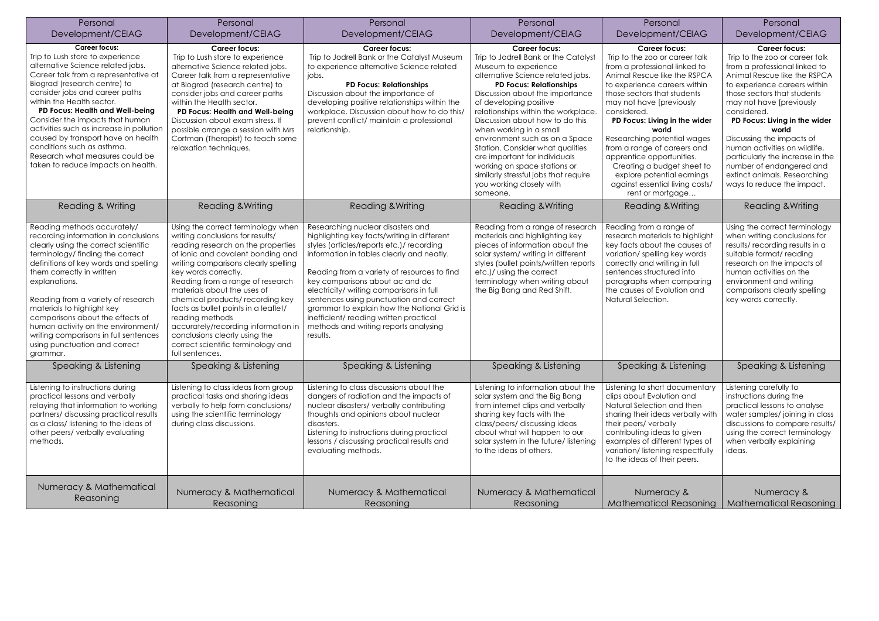| Personal Development/CEIAG | Personal Development/CEIAG | Personal Development/CEIAG | Personal Development/CEIAG | Personal Development/CEIAG | Personal Development/CEIAG |
|---|---|---|---|---|---|
| **Career focus:** Trip to Lush store to experience alternative Science related jobs. Career talk from a representative at Biograd (research centre) to consider jobs and career paths within the Health sector. **PD Focus: Health and Well-being** Consider the impacts that human activities such as increase in pollution caused by transport have on health conditions such as asthma. Research what measures could be taken to reduce impacts on health. | **Career focus:** Trip to Lush store to experience alternative Science related jobs. Career talk from a representative at Biograd (research centre) to consider jobs and career paths within the Health sector. **PD Focus: Health and Well-being** Discussion about exam stress. If possible arrange a session with Mrs Cortman (Therapist) to teach some relaxation techniques. | **Career focus:** Trip to Jodrell Bank or the Catalyst Museum to experience alternative Science related jobs. **PD Focus: Relationships** Discussion about the importance of developing positive relationships within the workplace. Discussion about how to do this/ prevent conflict/ maintain a professional relationship. | **Career focus:** Trip to Jodrell Bank or the Catalyst Museum to experience alternative Science related jobs. **PD Focus: Relationships** Discussion about the importance of developing positive relationships within the workplace. Discussion about how to do this when working in a small environment such as on a Space Station. Consider what qualities are important for individuals working on space stations or similarly stressful jobs that require you working closely with someone. | **Career focus:** Trip to the zoo or career talk from a professional linked to Animal Rescue like the RSPCA to experience careers within those sectors that students may not have [previously considered. **PD Focus: Living in the wider world** Researching potential wages from a range of careers and apprentice opportunities. Creating a budget sheet to explore potential earnings against essential living costs/ rent or mortgage… | **Career focus:** Trip to the zoo or career talk from a professional linked to Animal Rescue like the RSPCA to experience careers within those sectors that students may not have [previously considered. **PD Focus: Living in the wider world** Discussing the impacts of human activities on wildlife, particularly the increase in the number of endangered and extinct animals. Researching ways to reduce the impact. |
| Reading & Writing | Reading &Writing | Reading &Writing | Reading &Writing | Reading &Writing | Reading &Writing |
| Reading methods accurately/ recording information in conclusions clearly using the correct scientific terminology/ finding the correct definitions of key words and spelling them correctly in written explanations.<br><br>Reading from a variety of research materials to highlight key comparisons about the effects of human activity on the environment/ writing comparisons in full sentences using punctuation and correct grammar. | Using the correct terminology when writing conclusions for results/ reading research on the properties of ionic and covalent bonding and writing comparisons clearly spelling key words correctly. Reading from a range of research materials about the uses of chemical products/ recording key facts as bullet points in a leaflet/ reading methods accurately/recording information in conclusions clearly using the correct scientific terminology and full sentences. | Researching nuclear disasters and highlighting key facts/writing in different styles (articles/reports etc.)/ recording information in tables clearly and neatly.<br><br>Reading from a variety of resources to find key comparisons about ac and dc electricity/ writing comparisons in full sentences using punctuation and correct grammar to explain how the National Grid is inefficient/ reading written practical methods and writing reports analysing results. | Reading from a range of research materials and highlighting key pieces of information about the solar system/ writing in different styles (bullet points/written reports etc.)/ using the correct terminology when writing about the Big Bang and Red Shift. | Reading from a range of research materials to highlight key facts about the causes of variation/ spelling key words correctly and writing in full sentences structured into paragraphs when comparing the causes of Evolution and Natural Selection. | Using the correct terminology when writing conclusions for results/ recording results in a suitable format/ reading research on the impacts of human activities on the environment and writing comparisons clearly spelling key words correctly. |
| Speaking & Listening | Speaking & Listening | Speaking & Listening | Speaking & Listening | Speaking & Listening | Speaking & Listening |
| Listening to instructions during practical lessons and verbally relaying that information to working partners/ discussing practical results as a class/ listening to the ideas of other peers/ verbally evaluating methods. | Listening to class ideas from group practical tasks and sharing ideas verbally to help form conclusions/ using the scientific terminology during class discussions. | Listening to class discussions about the dangers of radiation and the impacts of nuclear disasters/ verbally contributing thoughts and opinions about nuclear disasters.<br>Listening to instructions during practical lessons / discussing practical results and evaluating methods. | Listening to information about the solar system and the Big Bang from internet clips and verbally sharing key facts with the class/peers/ discussing ideas about what will happen to our solar system in the future/ listening to the ideas of others. | Listening to short documentary clips about Evolution and Natural Selection and then sharing their ideas verbally with their peers/ verbally contributing ideas to given examples of different types of variation/ listening respectfully to the ideas of their peers. | Listening carefully to instructions during the practical lessons to analyse water samples/ joining in class discussions to compare results/ using the correct terminology when verbally explaining ideas. |
| Numeracy & Mathematical Reasoning | Numeracy & Mathematical Reasoning | Numeracy & Mathematical Reasoning | Numeracy & Mathematical Reasoning | Numeracy & Mathematical Reasoning | Numeracy & Mathematical Reasoning |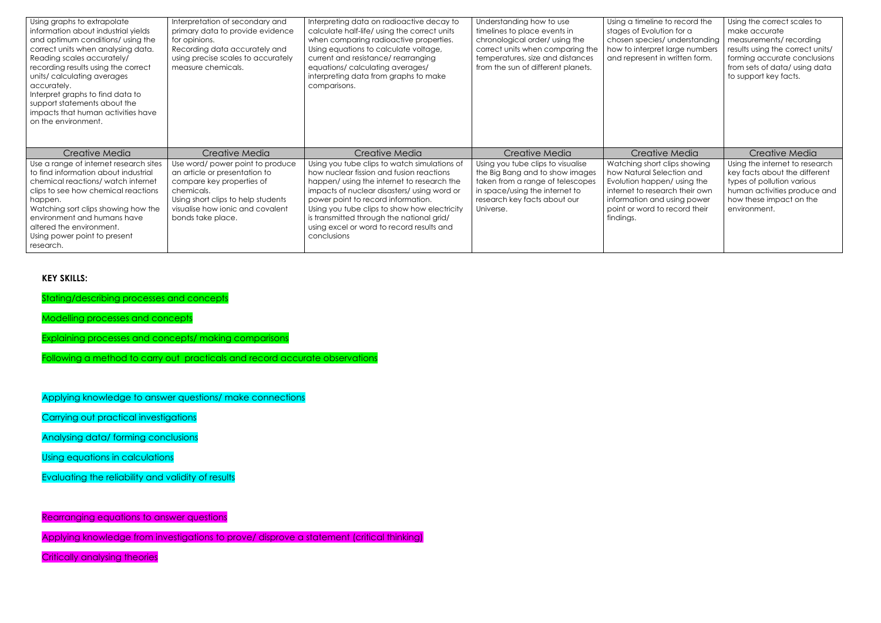| | | | | | |
|---|---|---|---|---|---|
| Using graphs to extrapolate information about industrial yields and optimum conditions/ using the correct units when analysing data. Reading scales accurately/ recording results using the correct units/ calculating averages accurately. Interpret graphs to find data to support statements about the impacts that human activities have on the environment. | Interpretation of secondary and primary data to provide evidence for opinions. Recording data accurately and using precise scales to accurately measure chemicals. | Interpreting data on radioactive decay to calculate half-life/ using the correct units when comparing radioactive properties. Using equations to calculate voltage, current and resistance/ rearranging equations/ calculating averages/ interpreting data from graphs to make comparisons. | Understanding how to use timelines to place events in chronological order/ using the correct units when comparing the temperatures, size and distances from the sun of different planets. | Using a timeline to record the stages of Evolution for a chosen species/ understanding how to interpret large numbers and represent in written form. | Using the correct scales to make accurate measurements/ recording results using the correct units/ forming accurate conclusions from sets of data/ using data to support key facts. |
| Creative Media | Creative Media | Creative Media | Creative Media | Creative Media | Creative Media |
| Use a range of internet research sites to find information about industrial chemical reactions/ watch internet clips to see how chemical reactions happen. Watching sort clips showing how the environment and humans have altered the environment. Using power point to present research. | Use word/ power point to produce an article or presentation to compare key properties of chemicals. Using short clips to help students visualise how ionic and covalent bonds take place. | Using you tube clips to watch simulations of how nuclear fission and fusion reactions happen/ using the internet to research the impacts of nuclear disasters/ using word or power point to record information. Using you tube clips to show how electricity is transmitted through the national grid/ using excel or word to record results and conclusions | Using you tube clips to visualise the Big Bang and to show images taken from a range of telescopes in space/using the internet to research key facts about our Universe. | Watching short clips showing how Natural Selection and Evolution happen/ using the internet to research their own information and using power point or word to record their findings. | Using the internet to research key facts about the different types of pollution various human activities produce and how these impact on the environment. |

**KEY SKILLS:**

Stating/describing processes and concepts

Modelling processes and concepts

Explaining processes and concepts/ making comparisons

Following a method to carry out practicals and record accurate observations

Applying knowledge to answer questions/ make connections

Carrying out practical investigations

Analysing data/ forming conclusions

Using equations in calculations

Evaluating the reliability and validity of results

Rearranging equations to answer questions

Applying knowledge from investigations to prove/ disprove a statement (critical thinking)

Critically analysing theories